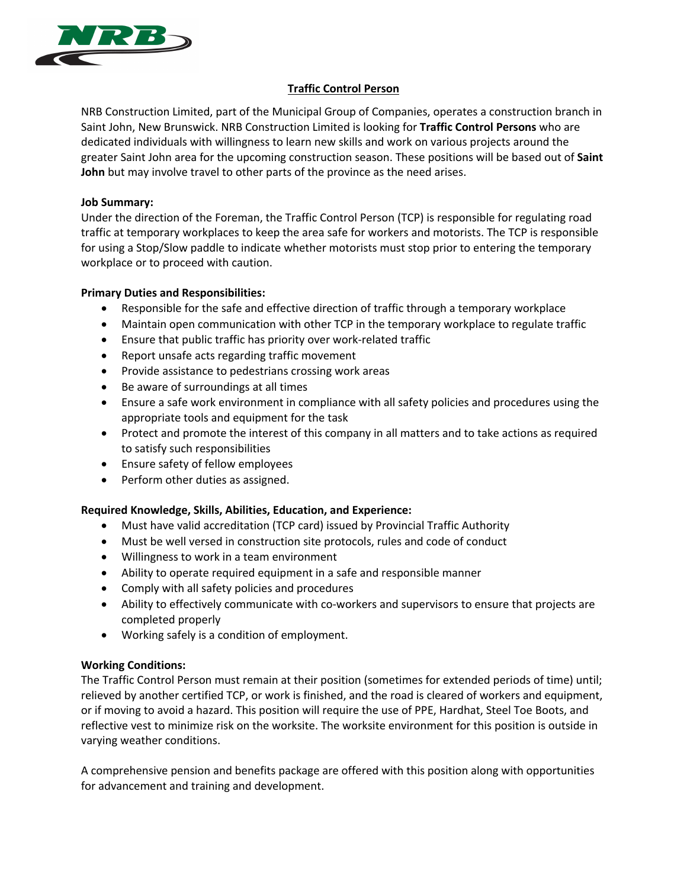# Traffic Control Person

NRB Construction Limited, part of the Municipal Group of Companies, operates a construction branch in Saint John, New Brunswick. NRB Construction Limited is looking for **Traffic Control Persons** who are dedicated individuals with willingness to learn new skills and work on various projects around the greater Saint John area for the upcoming construction season. These positions will be based out of **Saint John** but may involve travel to other parts of the province as the need arises.

**Job Summary:**
Under the direction of the Foreman, the Traffic Control Person (TCP) is responsible for regulating road traffic at temporary workplaces to keep the area safe for workers and motorists. The TCP is responsible for using a Stop/Slow paddle to indicate whether motorists must stop prior to entering the temporary workplace or to proceed with caution.

**Primary Duties and Responsibilities:**

- Responsible for the safe and effective direction of traffic through a temporary workplace
- Maintain open communication with other TCP in the temporary workplace to regulate traffic
- Ensure that public traffic has priority over work-related traffic
- Report unsafe acts regarding traffic movement
- Provide assistance to pedestrians crossing work areas
- Be aware of surroundings at all times
- Ensure a safe work environment in compliance with all safety policies and procedures using the appropriate tools and equipment for the task
- Protect and promote the interest of this company in all matters and to take actions as required to satisfy such responsibilities
- Ensure safety of fellow employees
- Perform other duties as assigned.

**Required Knowledge, Skills, Abilities, Education, and Experience:**

- Must have valid accreditation (TCP card) issued by Provincial Traffic Authority
- Must be well versed in construction site protocols, rules and code of conduct
- Willingness to work in a team environment
- Ability to operate required equipment in a safe and responsible manner
- Comply with all safety policies and procedures
- Ability to effectively communicate with co-workers and supervisors to ensure that projects are completed properly
- Working safely is a condition of employment.

**Working Conditions:**
The Traffic Control Person must remain at their position (sometimes for extended periods of time) until; relieved by another certified TCP, or work is finished, and the road is cleared of workers and equipment, or if moving to avoid a hazard. This position will require the use of PPE, Hardhat, Steel Toe Boots, and reflective vest to minimize risk on the worksite. The worksite environment for this position is outside in varying weather conditions.

A comprehensive pension and benefits package are offered with this position along with opportunities for advancement and training and development.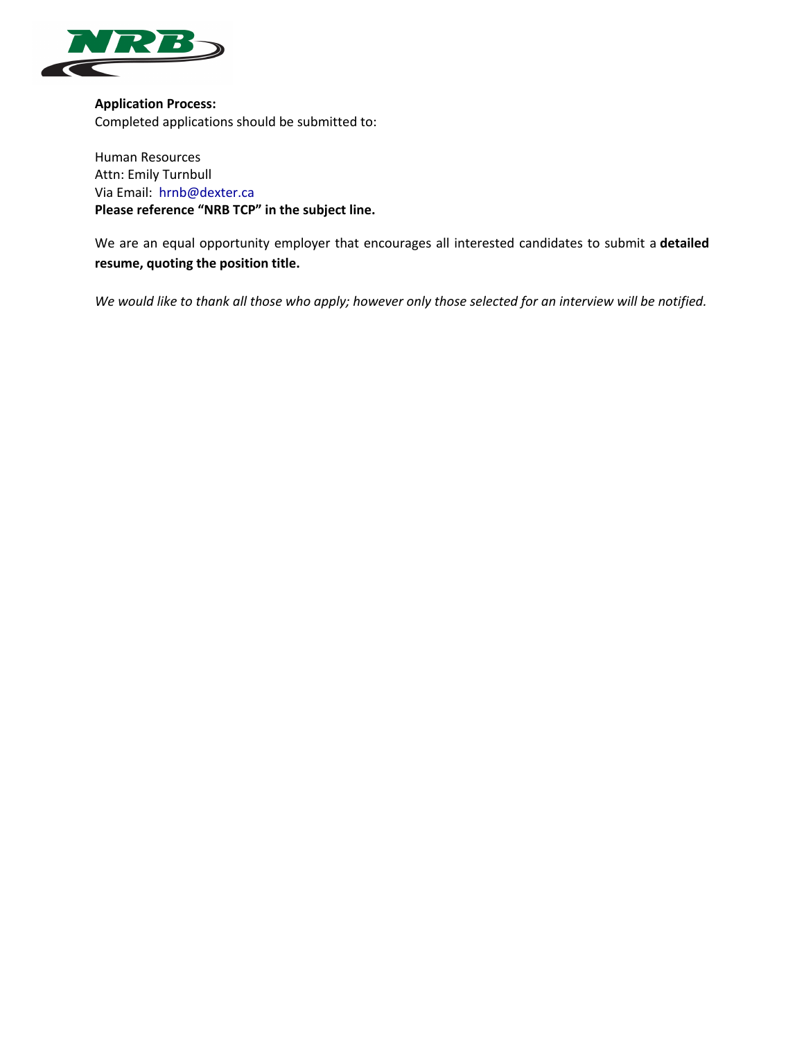**Application Process:**
Completed applications should be submitted to:

Human Resources
Attn: Emily Turnbull
Via Email: hrnb@dexter.ca
**Please reference "NRB TCP" in the subject line.**

We are an equal opportunity employer that encourages all interested candidates to submit a **detailed resume, quoting the position title.**

*We would like to thank all those who apply; however only those selected for an interview will be notified.*